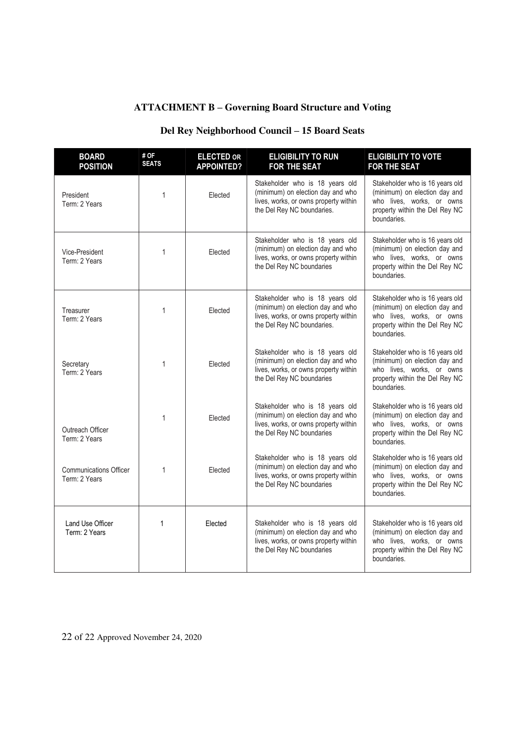## ATTACHMENT B – Governing Board Structure and Voting

### Del Rey Neighborhood Council – 15 Board Seats

| BOARD POSITION | # OF SEATS | ELECTED OR APPOINTED? | ELIGIBILITY TO RUN FOR THE SEAT | ELIGIBILITY TO VOTE FOR THE SEAT |
|---|---|---|---|---|
| President<br>Term: 2 Years | 1 | Elected | Stakeholder who is 18 years old (minimum) on election day and who lives, works, or owns property within the Del Rey NC boundaries. | Stakeholder who is 16 years old (minimum) on election day and who lives, works, or owns property within the Del Rey NC boundaries. |
| Vice-President<br>Term: 2 Years | 1 | Elected | Stakeholder who is 18 years old (minimum) on election day and who lives, works, or owns property within the Del Rey NC boundaries | Stakeholder who is 16 years old (minimum) on election day and who lives, works, or owns property within the Del Rey NC boundaries. |
| Treasurer<br>Term: 2 Years | 1 | Elected | Stakeholder who is 18 years old (minimum) on election day and who lives, works, or owns property within the Del Rey NC boundaries. | Stakeholder who is 16 years old (minimum) on election day and who lives, works, or owns property within the Del Rey NC boundaries. |
| Secretary<br>Term: 2 Years | 1 | Elected | Stakeholder who is 18 years old (minimum) on election day and who lives, works, or owns property within the Del Rey NC boundaries | Stakeholder who is 16 years old (minimum) on election day and who lives, works, or owns property within the Del Rey NC boundaries. |
| Outreach Officer<br>Term: 2 Years | 1 | Elected | Stakeholder who is 18 years old (minimum) on election day and who lives, works, or owns property within the Del Rey NC boundaries | Stakeholder who is 16 years old (minimum) on election day and who lives, works, or owns property within the Del Rey NC boundaries. |
| Communications Officer<br>Term: 2 Years | 1 | Elected | Stakeholder who is 18 years old (minimum) on election day and who lives, works, or owns property within the Del Rey NC boundaries | Stakeholder who is 16 years old (minimum) on election day and who lives, works, or owns property within the Del Rey NC boundaries. |
| Land Use Officer<br>Term: 2 Years | 1 | Elected | Stakeholder who is 18 years old (minimum) on election day and who lives, works, or owns property within the Del Rey NC boundaries | Stakeholder who is 16 years old (minimum) on election day and who lives, works, or owns property within the Del Rey NC boundaries. |

Approved November 24, 2020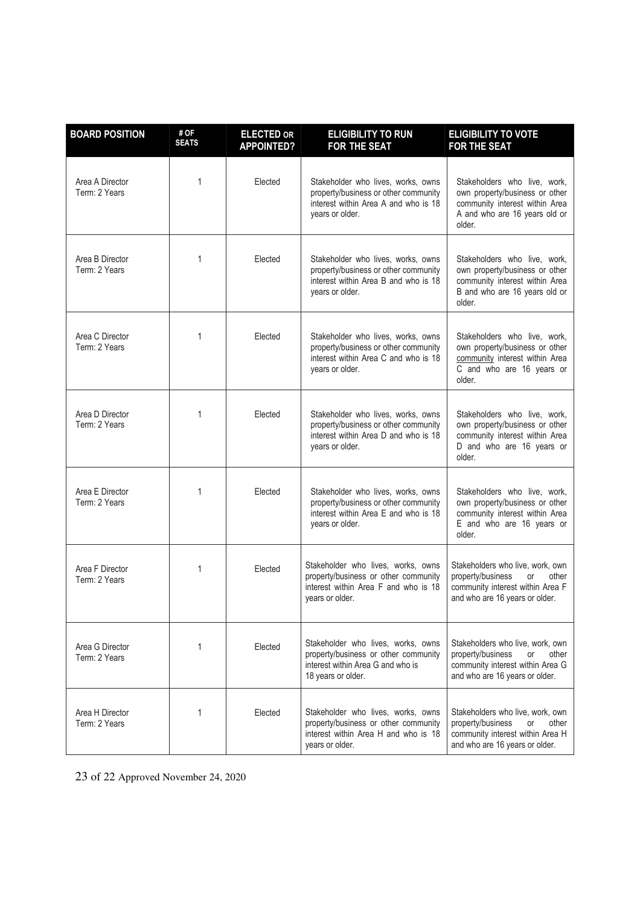| BOARD POSITION | # OF SEATS | ELECTED OR APPOINTED? | ELIGIBILITY TO RUN FOR THE SEAT | ELIGIBILITY TO VOTE FOR THE SEAT |
|---|---|---|---|---|
| Area A Director<br>Term: 2 Years | 1 | Elected | Stakeholder who lives, works, owns property/business or other community interest within Area A and who is 18 years or older. | Stakeholders who live, work, own property/business or other community interest within Area A and who are 16 years old or older. |
| Area B Director<br>Term: 2 Years | 1 | Elected | Stakeholder who lives, works, owns property/business or other community interest within Area B and who is 18 years or older. | Stakeholders who live, work, own property/business or other community interest within Area B and who are 16 years old or older. |
| Area C Director<br>Term: 2 Years | 1 | Elected | Stakeholder who lives, works, owns property/business or other community interest within Area C and who is 18 years or older. | Stakeholders who live, work, own property/business or other community interest within Area C and who are 16 years or older. |
| Area D Director<br>Term: 2 Years | 1 | Elected | Stakeholder who lives, works, owns property/business or other community interest within Area D and who is 18 years or older. | Stakeholders who live, work, own property/business or other community interest within Area D and who are 16 years or older. |
| Area E Director<br>Term: 2 Years | 1 | Elected | Stakeholder who lives, works, owns property/business or other community interest within Area E and who is 18 years or older. | Stakeholders who live, work, own property/business or other community interest within Area E and who are 16 years or older. |
| Area F Director<br>Term: 2 Years | 1 | Elected | Stakeholder who lives, works, owns property/business or other community interest within Area F and who is 18 years or older. | Stakeholders who live, work, own property/business or other community interest within Area F and who are 16 years or older. |
| Area G Director<br>Term: 2 Years | 1 | Elected | Stakeholder who lives, works, owns property/business or other community interest within Area G and who is 18 years or older. | Stakeholders who live, work, own property/business or other community interest within Area G and who are 16 years or older. |
| Area H Director<br>Term: 2 Years | 1 | Elected | Stakeholder who lives, works, owns property/business or other community interest within Area H and who is 18 years or older. | Stakeholders who live, work, own property/business or other community interest within Area H and who are 16 years or older. |

Approved November 24, 2020